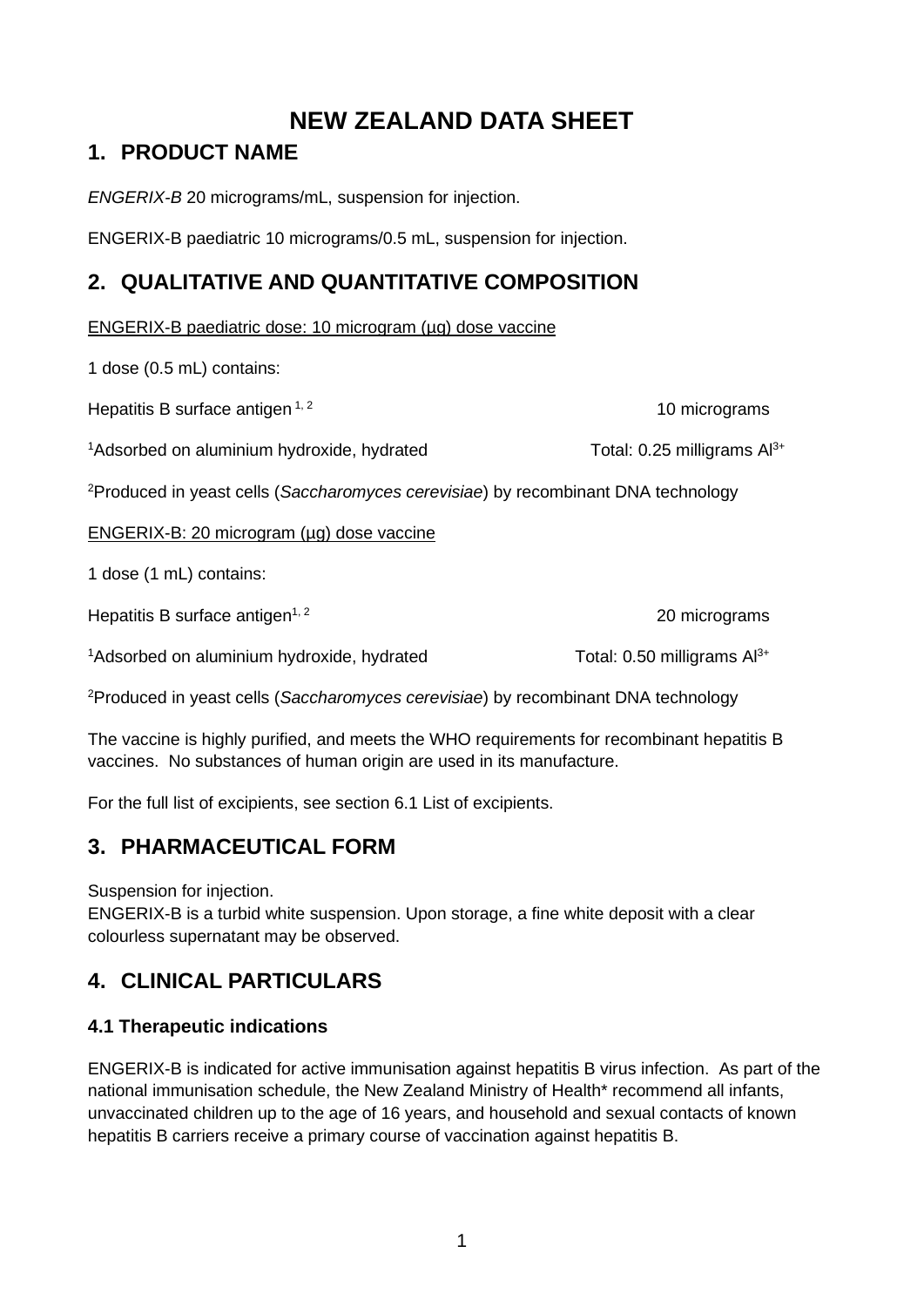# NEW ZEALAND DATA SHEET

## 1. PRODUCT NAME

*ENGERIX-B* 20 micrograms/mL, suspension for injection.

ENGERIX-B paediatric 10 micrograms/0.5 mL, suspension for injection.

## 2. QUALITATIVE AND QUANTITATIVE COMPOSITION

ENGERIX-B paediatric dose: 10 microgram (µg) dose vaccine

1 dose (0.5 mL) contains:

| | |
|---|---|
| Hepatitis B surface antigen [1, 2] | 10 micrograms |
| [1]Adsorbed on aluminium hydroxide, hydrated | Total: 0.25 milligrams $Al^{3+}$ |

[2]Produced in yeast cells (*Saccharomyces cerevisiae*) by recombinant DNA technology

ENGERIX-B: 20 microgram (µg) dose vaccine

1 dose (1 mL) contains:

| | |
|---|---|
| Hepatitis B surface antigen[1, 2] | 20 micrograms |
| [1]Adsorbed on aluminium hydroxide, hydrated | Total: 0.50 milligrams $Al^{3+}$ |

[2]Produced in yeast cells (*Saccharomyces cerevisiae*) by recombinant DNA technology

The vaccine is highly purified, and meets the WHO requirements for recombinant hepatitis B vaccines. No substances of human origin are used in its manufacture.

For the full list of excipients, see section 6.1 List of excipients.

## 3. PHARMACEUTICAL FORM

Suspension for injection.
ENGERIX-B is a turbid white suspension. Upon storage, a fine white deposit with a clear colourless supernatant may be observed.

## 4. CLINICAL PARTICULARS

### 4.1 Therapeutic indications

ENGERIX-B is indicated for active immunisation against hepatitis B virus infection. As part of the national immunisation schedule, the New Zealand Ministry of Health* recommend all infants, unvaccinated children up to the age of 16 years, and household and sexual contacts of known hepatitis B carriers receive a primary course of vaccination against hepatitis B.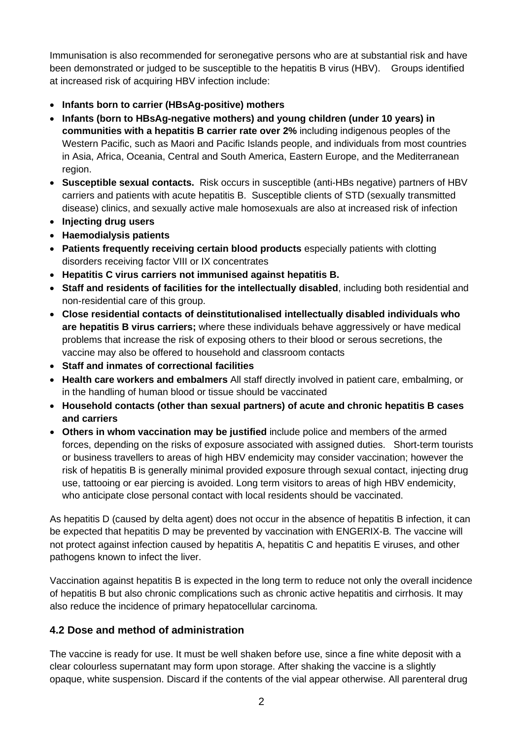Immunisation is also recommended for seronegative persons who are at substantial risk and have been demonstrated or judged to be susceptible to the hepatitis B virus (HBV). Groups identified at increased risk of acquiring HBV infection include:

- **Infants born to carrier (HBsAg-positive) mothers**
- **Infants (born to HBsAg-negative mothers) and young children (under 10 years) in communities with a hepatitis B carrier rate over 2%** including indigenous peoples of the Western Pacific, such as Maori and Pacific Islands people, and individuals from most countries in Asia, Africa, Oceania, Central and South America, Eastern Europe, and the Mediterranean region.
- **Susceptible sexual contacts.** Risk occurs in susceptible (anti-HBs negative) partners of HBV carriers and patients with acute hepatitis B. Susceptible clients of STD (sexually transmitted disease) clinics, and sexually active male homosexuals are also at increased risk of infection
- **Injecting drug users**
- **Haemodialysis patients**
- **Patients frequently receiving certain blood products** especially patients with clotting disorders receiving factor VIII or IX concentrates
- **Hepatitis C virus carriers not immunised against hepatitis B.**
- **Staff and residents of facilities for the intellectually disabled**, including both residential and non-residential care of this group.
- **Close residential contacts of deinstitutionalised intellectually disabled individuals who are hepatitis B virus carriers;** where these individuals behave aggressively or have medical problems that increase the risk of exposing others to their blood or serous secretions, the vaccine may also be offered to household and classroom contacts
- **Staff and inmates of correctional facilities**
- **Health care workers and embalmers** All staff directly involved in patient care, embalming, or in the handling of human blood or tissue should be vaccinated
- **Household contacts (other than sexual partners) of acute and chronic hepatitis B cases and carriers**
- **Others in whom vaccination may be justified** include police and members of the armed forces, depending on the risks of exposure associated with assigned duties. Short-term tourists or business travellers to areas of high HBV endemicity may consider vaccination; however the risk of hepatitis B is generally minimal provided exposure through sexual contact, injecting drug use, tattooing or ear piercing is avoided. Long term visitors to areas of high HBV endemicity, who anticipate close personal contact with local residents should be vaccinated.

As hepatitis D (caused by delta agent) does not occur in the absence of hepatitis B infection, it can be expected that hepatitis D may be prevented by vaccination with ENGERIX-B*.* The vaccine will not protect against infection caused by hepatitis A, hepatitis C and hepatitis E viruses, and other pathogens known to infect the liver.

Vaccination against hepatitis B is expected in the long term to reduce not only the overall incidence of hepatitis B but also chronic complications such as chronic active hepatitis and cirrhosis. It may also reduce the incidence of primary hepatocellular carcinoma.

## 4.2 Dose and method of administration

The vaccine is ready for use. It must be well shaken before use, since a fine white deposit with a clear colourless supernatant may form upon storage. After shaking the vaccine is a slightly opaque, white suspension. Discard if the contents of the vial appear otherwise. All parenteral drug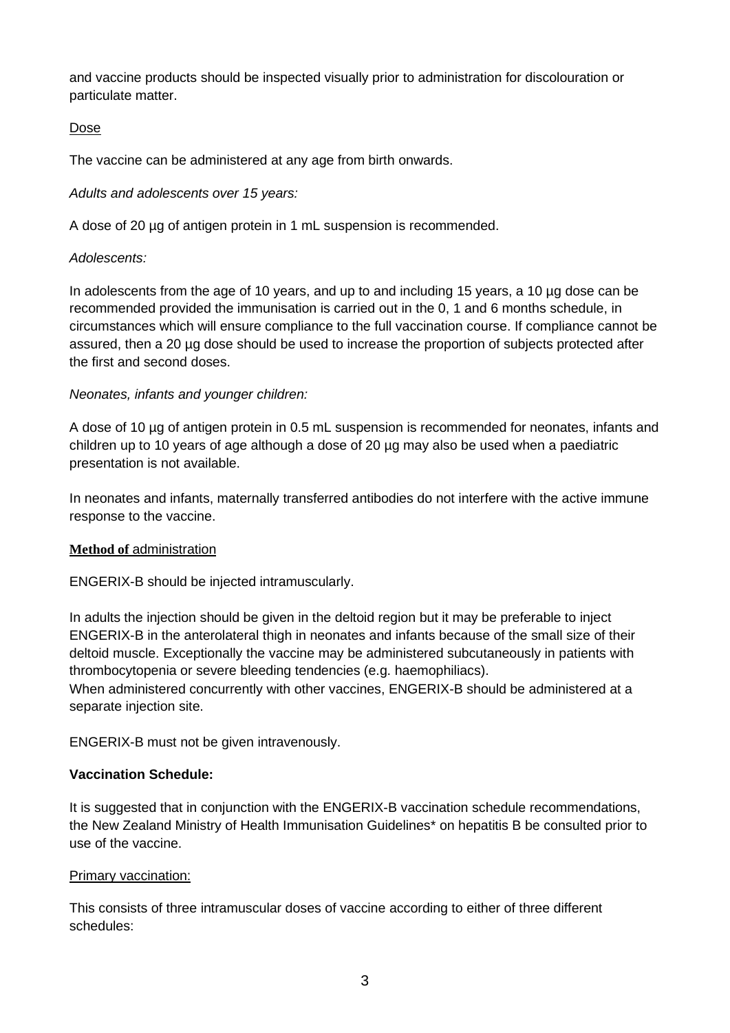and vaccine products should be inspected visually prior to administration for discolouration or particulate matter.

Dose

The vaccine can be administered at any age from birth onwards.

*Adults and adolescents over 15 years:*

A dose of 20 µg of antigen protein in 1 mL suspension is recommended.

*Adolescents:*

In adolescents from the age of 10 years, and up to and including 15 years, a 10 µg dose can be recommended provided the immunisation is carried out in the 0, 1 and 6 months schedule, in circumstances which will ensure compliance to the full vaccination course. If compliance cannot be assured, then a 20 µg dose should be used to increase the proportion of subjects protected after the first and second doses.

*Neonates, infants and younger children:*

A dose of 10 µg of antigen protein in 0.5 mL suspension is recommended for neonates, infants and children up to 10 years of age although a dose of 20 µg may also be used when a paediatric presentation is not available.

In neonates and infants, maternally transferred antibodies do not interfere with the active immune response to the vaccine.

**Method of** administration

ENGERIX-B should be injected intramuscularly.

In adults the injection should be given in the deltoid region but it may be preferable to inject ENGERIX-B in the anterolateral thigh in neonates and infants because of the small size of their deltoid muscle. Exceptionally the vaccine may be administered subcutaneously in patients with thrombocytopenia or severe bleeding tendencies (e.g. haemophiliacs).
When administered concurrently with other vaccines, ENGERIX-B should be administered at a separate injection site.

ENGERIX-B must not be given intravenously.

**Vaccination Schedule:**

It is suggested that in conjunction with the ENGERIX-B vaccination schedule recommendations, the New Zealand Ministry of Health Immunisation Guidelines* on hepatitis B be consulted prior to use of the vaccine.

Primary vaccination:

This consists of three intramuscular doses of vaccine according to either of three different schedules: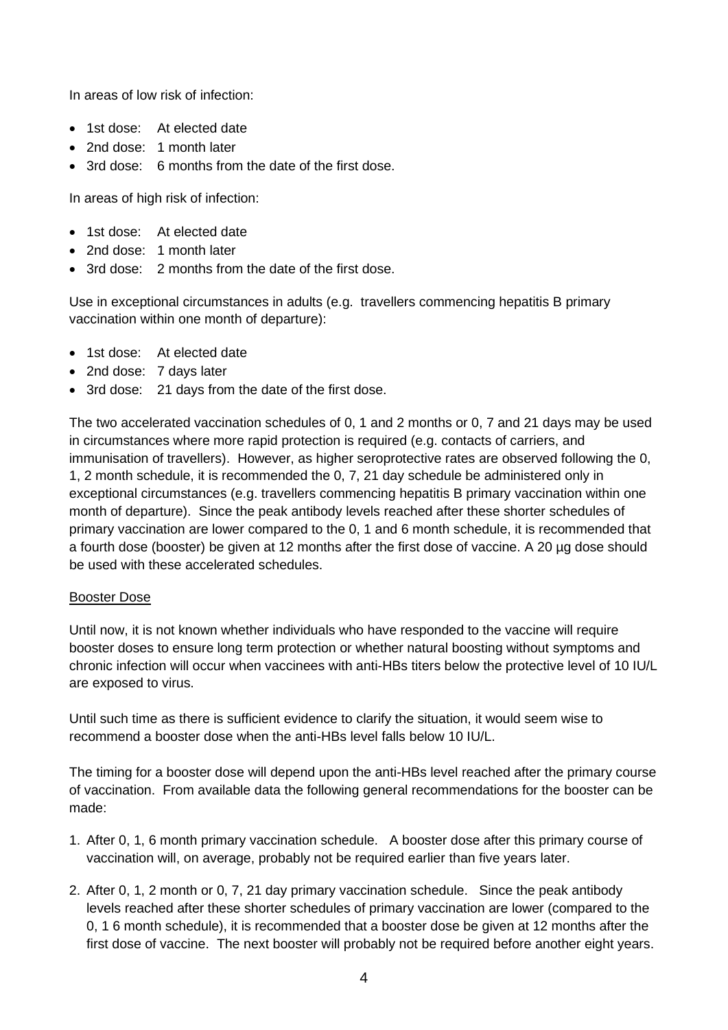In areas of low risk of infection:

- 1st dose: At elected date
- 2nd dose: 1 month later
- 3rd dose: 6 months from the date of the first dose.

In areas of high risk of infection:

- 1st dose: At elected date
- 2nd dose: 1 month later
- 3rd dose: 2 months from the date of the first dose.

Use in exceptional circumstances in adults (e.g. travellers commencing hepatitis B primary vaccination within one month of departure):

- 1st dose: At elected date
- 2nd dose: 7 days later
- 3rd dose: 21 days from the date of the first dose.

The two accelerated vaccination schedules of 0, 1 and 2 months or 0, 7 and 21 days may be used in circumstances where more rapid protection is required (e.g. contacts of carriers, and immunisation of travellers). However, as higher seroprotective rates are observed following the 0, 1, 2 month schedule, it is recommended the 0, 7, 21 day schedule be administered only in exceptional circumstances (e.g. travellers commencing hepatitis B primary vaccination within one month of departure). Since the peak antibody levels reached after these shorter schedules of primary vaccination are lower compared to the 0, 1 and 6 month schedule, it is recommended that a fourth dose (booster) be given at 12 months after the first dose of vaccine. A 20 µg dose should be used with these accelerated schedules.

Booster Dose

Until now, it is not known whether individuals who have responded to the vaccine will require booster doses to ensure long term protection or whether natural boosting without symptoms and chronic infection will occur when vaccinees with anti-HBs titers below the protective level of 10 IU/L are exposed to virus.

Until such time as there is sufficient evidence to clarify the situation, it would seem wise to recommend a booster dose when the anti-HBs level falls below 10 IU/L.

The timing for a booster dose will depend upon the anti-HBs level reached after the primary course of vaccination. From available data the following general recommendations for the booster can be made:

1. After 0, 1, 6 month primary vaccination schedule. A booster dose after this primary course of vaccination will, on average, probably not be required earlier than five years later.
2. After 0, 1, 2 month or 0, 7, 21 day primary vaccination schedule. Since the peak antibody levels reached after these shorter schedules of primary vaccination are lower (compared to the 0, 1 6 month schedule), it is recommended that a booster dose be given at 12 months after the first dose of vaccine. The next booster will probably not be required before another eight years.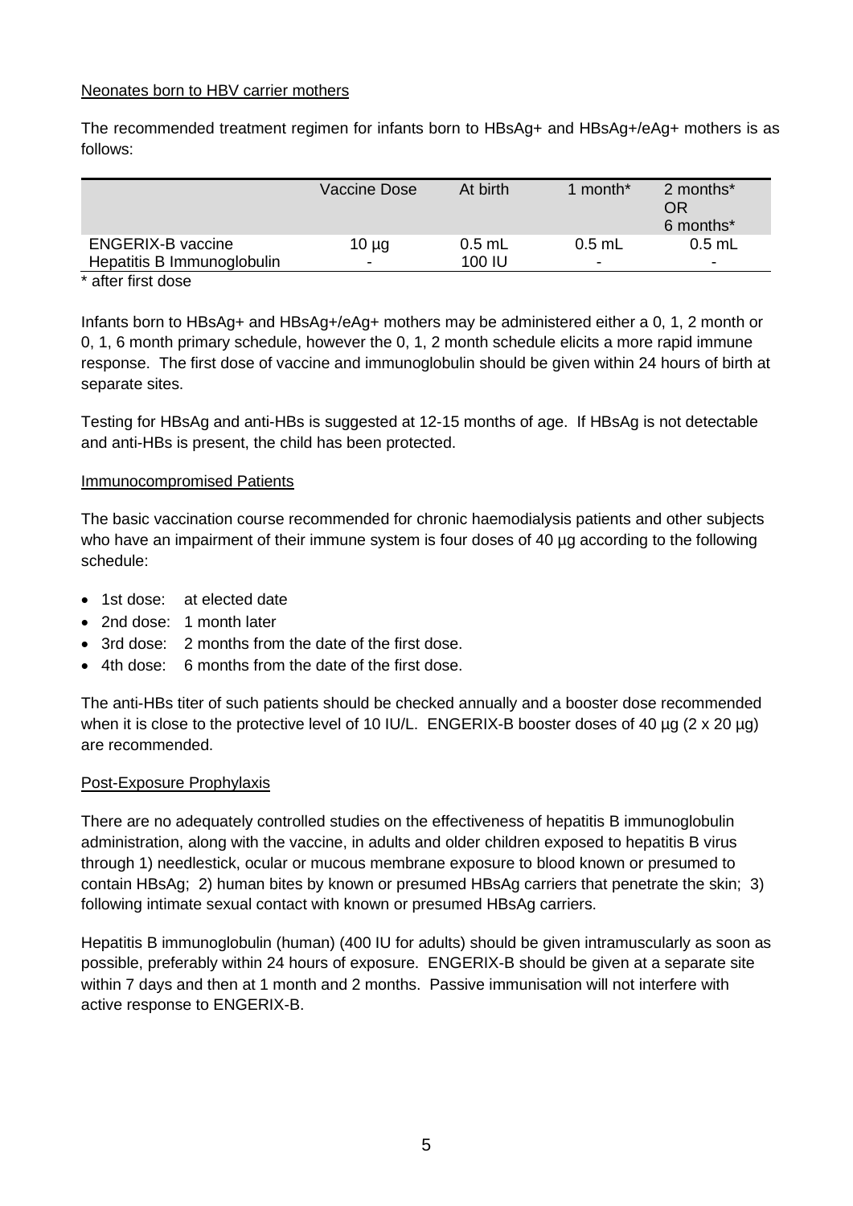Neonates born to HBV carrier mothers

The recommended treatment regimen for infants born to HBsAg+ and HBsAg+/eAg+ mothers is as follows:

| | Vaccine Dose | At birth | 1 month* | 2 months* OR 6 months* |
|---|---|---|---|---|
| ENGERIX-B vaccine | 10 µg | 0.5 mL | 0.5 mL | 0.5 mL |
| Hepatitis B Immunoglobulin | - | 100 IU | - | - |

\* after first dose

Infants born to HBsAg+ and HBsAg+/eAg+ mothers may be administered either a 0, 1, 2 month or 0, 1, 6 month primary schedule, however the 0, 1, 2 month schedule elicits a more rapid immune response. The first dose of vaccine and immunoglobulin should be given within 24 hours of birth at separate sites.

Testing for HBsAg and anti-HBs is suggested at 12-15 months of age. If HBsAg is not detectable and anti-HBs is present, the child has been protected.

Immunocompromised Patients

The basic vaccination course recommended for chronic haemodialysis patients and other subjects who have an impairment of their immune system is four doses of 40 µg according to the following schedule:

- 1st dose: at elected date
- 2nd dose: 1 month later
- 3rd dose: 2 months from the date of the first dose.
- 4th dose: 6 months from the date of the first dose.

The anti-HBs titer of such patients should be checked annually and a booster dose recommended when it is close to the protective level of 10 IU/L. ENGERIX-B booster doses of 40 µg (2 x 20 µg) are recommended.

Post-Exposure Prophylaxis

There are no adequately controlled studies on the effectiveness of hepatitis B immunoglobulin administration, along with the vaccine, in adults and older children exposed to hepatitis B virus through 1) needlestick, ocular or mucous membrane exposure to blood known or presumed to contain HBsAg; 2) human bites by known or presumed HBsAg carriers that penetrate the skin; 3) following intimate sexual contact with known or presumed HBsAg carriers.

Hepatitis B immunoglobulin (human) (400 IU for adults) should be given intramuscularly as soon as possible, preferably within 24 hours of exposure. ENGERIX-B should be given at a separate site within 7 days and then at 1 month and 2 months. Passive immunisation will not interfere with active response to ENGERIX-B.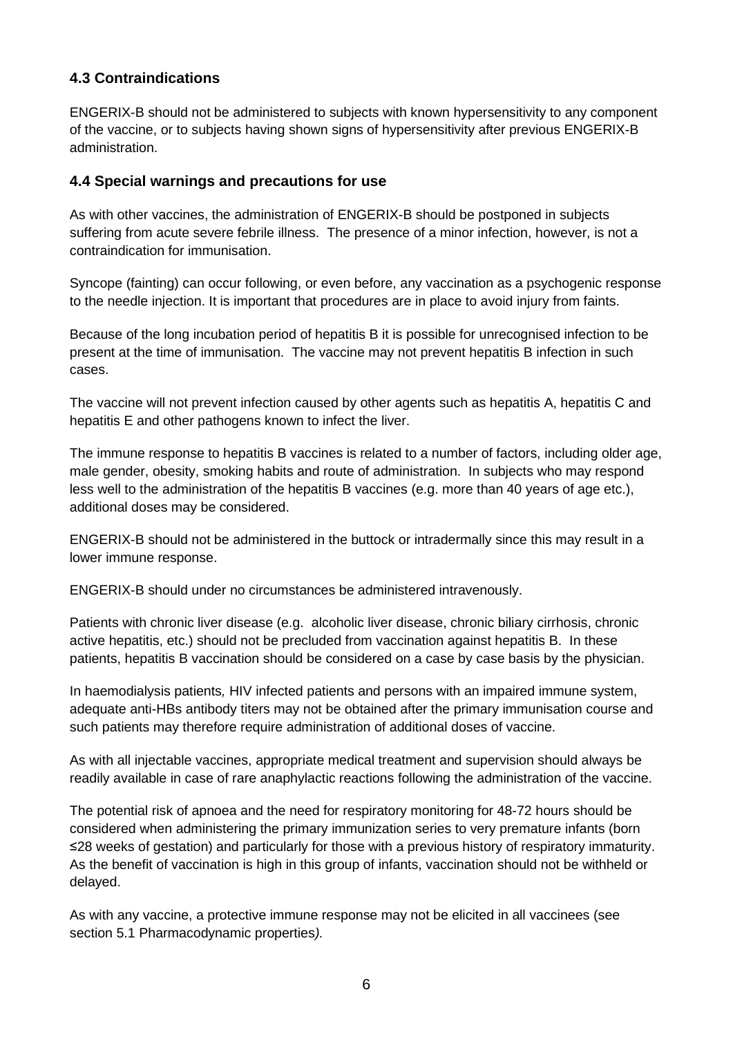### 4.3 Contraindications

ENGERIX-B should not be administered to subjects with known hypersensitivity to any component of the vaccine, or to subjects having shown signs of hypersensitivity after previous ENGERIX-B administration.

### 4.4 Special warnings and precautions for use

As with other vaccines, the administration of ENGERIX-B should be postponed in subjects suffering from acute severe febrile illness. The presence of a minor infection, however, is not a contraindication for immunisation.

Syncope (fainting) can occur following, or even before, any vaccination as a psychogenic response to the needle injection. It is important that procedures are in place to avoid injury from faints.

Because of the long incubation period of hepatitis B it is possible for unrecognised infection to be present at the time of immunisation. The vaccine may not prevent hepatitis B infection in such cases.

The vaccine will not prevent infection caused by other agents such as hepatitis A, hepatitis C and hepatitis E and other pathogens known to infect the liver.

The immune response to hepatitis B vaccines is related to a number of factors, including older age, male gender, obesity, smoking habits and route of administration. In subjects who may respond less well to the administration of the hepatitis B vaccines (e.g. more than 40 years of age etc.), additional doses may be considered.

ENGERIX-B should not be administered in the buttock or intradermally since this may result in a lower immune response.

ENGERIX-B should under no circumstances be administered intravenously.

Patients with chronic liver disease (e.g. alcoholic liver disease, chronic biliary cirrhosis, chronic active hepatitis, etc.) should not be precluded from vaccination against hepatitis B. In these patients, hepatitis B vaccination should be considered on a case by case basis by the physician.

In haemodialysis patients*,* HIV infected patients and persons with an impaired immune system, adequate anti-HBs antibody titers may not be obtained after the primary immunisation course and such patients may therefore require administration of additional doses of vaccine.

As with all injectable vaccines, appropriate medical treatment and supervision should always be readily available in case of rare anaphylactic reactions following the administration of the vaccine.

The potential risk of apnoea and the need for respiratory monitoring for 48-72 hours should be considered when administering the primary immunization series to very premature infants (born ≤28 weeks of gestation) and particularly for those with a previous history of respiratory immaturity. As the benefit of vaccination is high in this group of infants, vaccination should not be withheld or delayed.

As with any vaccine, a protective immune response may not be elicited in all vaccinees (see section 5.1 Pharmacodynamic properties*).*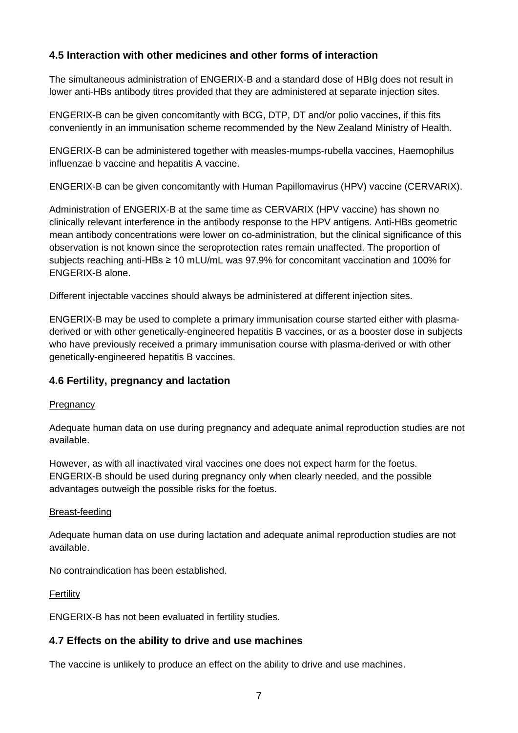## 4.5 Interaction with other medicines and other forms of interaction

The simultaneous administration of ENGERIX-B and a standard dose of HBIg does not result in lower anti-HBs antibody titres provided that they are administered at separate injection sites.

ENGERIX-B can be given concomitantly with BCG, DTP, DT and/or polio vaccines, if this fits conveniently in an immunisation scheme recommended by the New Zealand Ministry of Health.

ENGERIX-B can be administered together with measles-mumps-rubella vaccines, Haemophilus influenzae b vaccine and hepatitis A vaccine.

ENGERIX-B can be given concomitantly with Human Papillomavirus (HPV) vaccine (CERVARIX).

Administration of ENGERIX-B at the same time as CERVARIX (HPV vaccine) has shown no clinically relevant interference in the antibody response to the HPV antigens. Anti-HBs geometric mean antibody concentrations were lower on co-administration, but the clinical significance of this observation is not known since the seroprotection rates remain unaffected. The proportion of subjects reaching anti-HBs ≥ 10 mLU/mL was 97.9% for concomitant vaccination and 100% for ENGERIX-B alone.

Different injectable vaccines should always be administered at different injection sites.

ENGERIX-B may be used to complete a primary immunisation course started either with plasma-derived or with other genetically-engineered hepatitis B vaccines, or as a booster dose in subjects who have previously received a primary immunisation course with plasma-derived or with other genetically-engineered hepatitis B vaccines.

## 4.6 Fertility, pregnancy and lactation

Pregnancy

Adequate human data on use during pregnancy and adequate animal reproduction studies are not available.

However, as with all inactivated viral vaccines one does not expect harm for the foetus. ENGERIX-B should be used during pregnancy only when clearly needed, and the possible advantages outweigh the possible risks for the foetus.

Breast-feeding

Adequate human data on use during lactation and adequate animal reproduction studies are not available.

No contraindication has been established.

Fertility

ENGERIX-B has not been evaluated in fertility studies.

## 4.7 Effects on the ability to drive and use machines

The vaccine is unlikely to produce an effect on the ability to drive and use machines.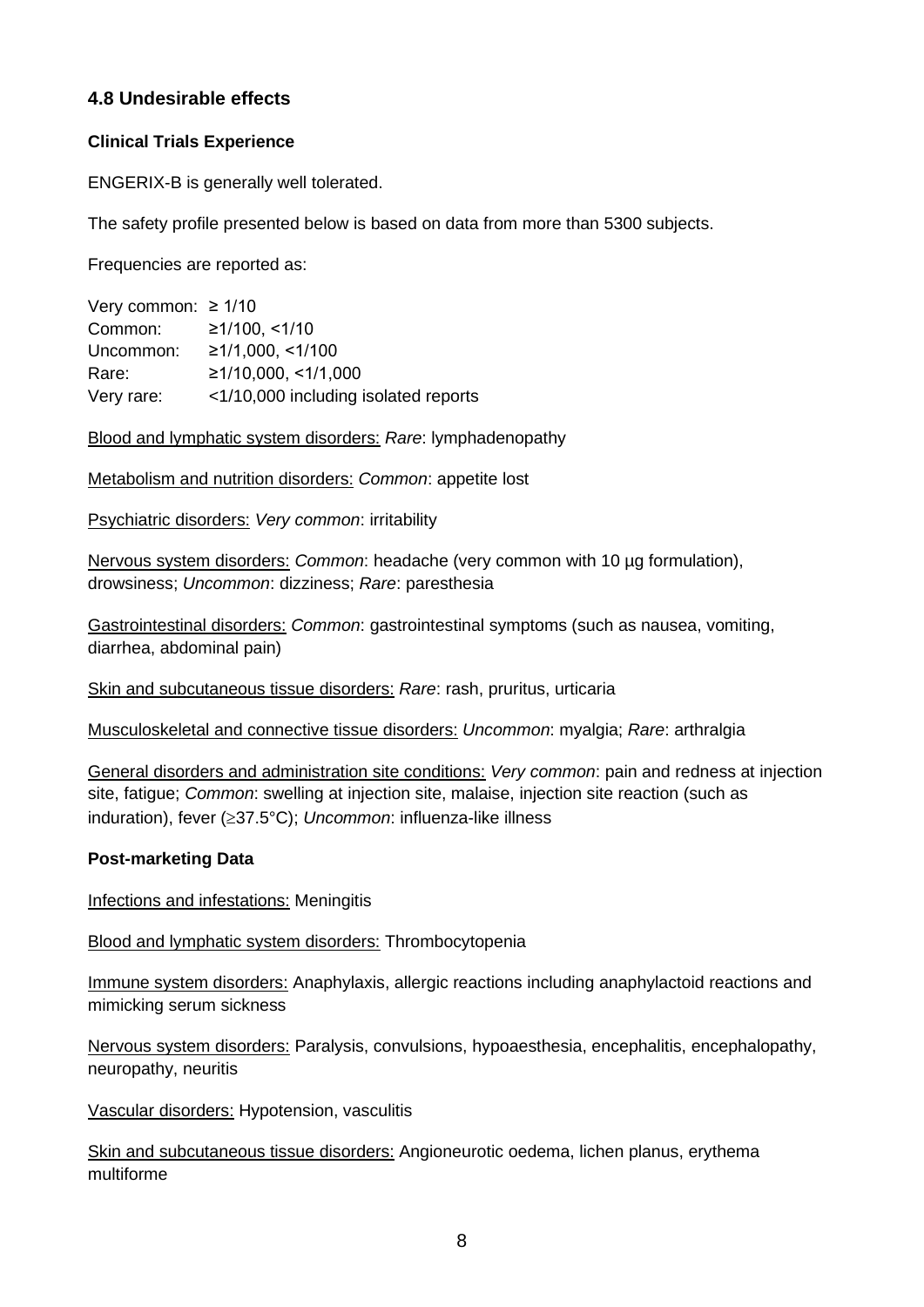### 4.8 Undesirable effects

**Clinical Trials Experience**

ENGERIX-B is generally well tolerated.

The safety profile presented below is based on data from more than 5300 subjects.

Frequencies are reported as:

Very common: ≥ 1/10
Common: ≥1/100, <1/10
Uncommon: ≥1/1,000, <1/100
Rare: ≥1/10,000, <1/1,000
Very rare: <1/10,000 including isolated reports

Blood and lymphatic system disorders: *Rare*: lymphadenopathy

Metabolism and nutrition disorders: *Common*: appetite lost

Psychiatric disorders: *Very common*: irritability

Nervous system disorders: *Common*: headache (very common with 10 µg formulation), drowsiness; *Uncommon*: dizziness; *Rare*: paresthesia

Gastrointestinal disorders: *Common*: gastrointestinal symptoms (such as nausea, vomiting, diarrhea, abdominal pain)

Skin and subcutaneous tissue disorders: *Rare*: rash, pruritus, urticaria

Musculoskeletal and connective tissue disorders: *Uncommon*: myalgia; *Rare*: arthralgia

General disorders and administration site conditions: *Very common*: pain and redness at injection site, fatigue; *Common*: swelling at injection site, malaise, injection site reaction (such as induration), fever (≥37.5°C); *Uncommon*: influenza-like illness

**Post-marketing Data**

Infections and infestations: Meningitis

Blood and lymphatic system disorders: Thrombocytopenia

Immune system disorders: Anaphylaxis, allergic reactions including anaphylactoid reactions and mimicking serum sickness

Nervous system disorders: Paralysis, convulsions, hypoaesthesia, encephalitis, encephalopathy, neuropathy, neuritis

Vascular disorders: Hypotension, vasculitis

Skin and subcutaneous tissue disorders: Angioneurotic oedema, lichen planus, erythema multiforme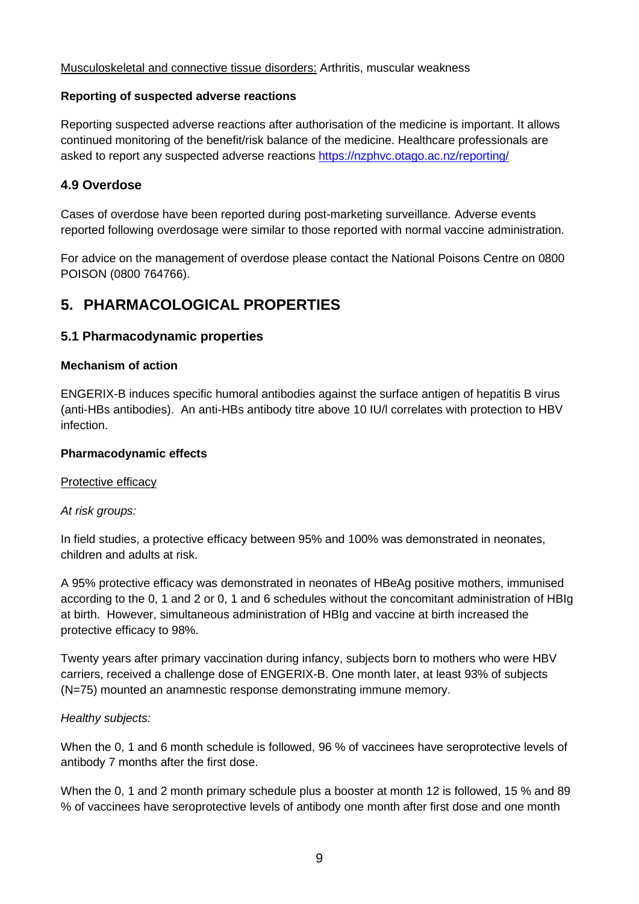Musculoskeletal and connective tissue disorders: Arthritis, muscular weakness

**Reporting of suspected adverse reactions**

Reporting suspected adverse reactions after authorisation of the medicine is important. It allows continued monitoring of the benefit/risk balance of the medicine. Healthcare professionals are asked to report any suspected adverse reactions https://nzphvc.otago.ac.nz/reporting/

### 4.9 Overdose

Cases of overdose have been reported during post-marketing surveillance. Adverse events reported following overdosage were similar to those reported with normal vaccine administration.

For advice on the management of overdose please contact the National Poisons Centre on 0800 POISON (0800 764766).

## 5. PHARMACOLOGICAL PROPERTIES

### 5.1 Pharmacodynamic properties

**Mechanism of action**

ENGERIX-B induces specific humoral antibodies against the surface antigen of hepatitis B virus (anti-HBs antibodies). An anti-HBs antibody titre above 10 IU/l correlates with protection to HBV infection.

**Pharmacodynamic effects**

Protective efficacy

*At risk groups:*

In field studies, a protective efficacy between 95% and 100% was demonstrated in neonates, children and adults at risk.

A 95% protective efficacy was demonstrated in neonates of HBeAg positive mothers, immunised according to the 0, 1 and 2 or 0, 1 and 6 schedules without the concomitant administration of HBIg at birth. However, simultaneous administration of HBIg and vaccine at birth increased the protective efficacy to 98%.

Twenty years after primary vaccination during infancy, subjects born to mothers who were HBV carriers, received a challenge dose of ENGERIX-B. One month later, at least 93% of subjects (N=75) mounted an anamnestic response demonstrating immune memory.

*Healthy subjects:*

When the 0, 1 and 6 month schedule is followed, 96 % of vaccinees have seroprotective levels of antibody 7 months after the first dose.

When the 0, 1 and 2 month primary schedule plus a booster at month 12 is followed, 15 % and 89 % of vaccinees have seroprotective levels of antibody one month after first dose and one month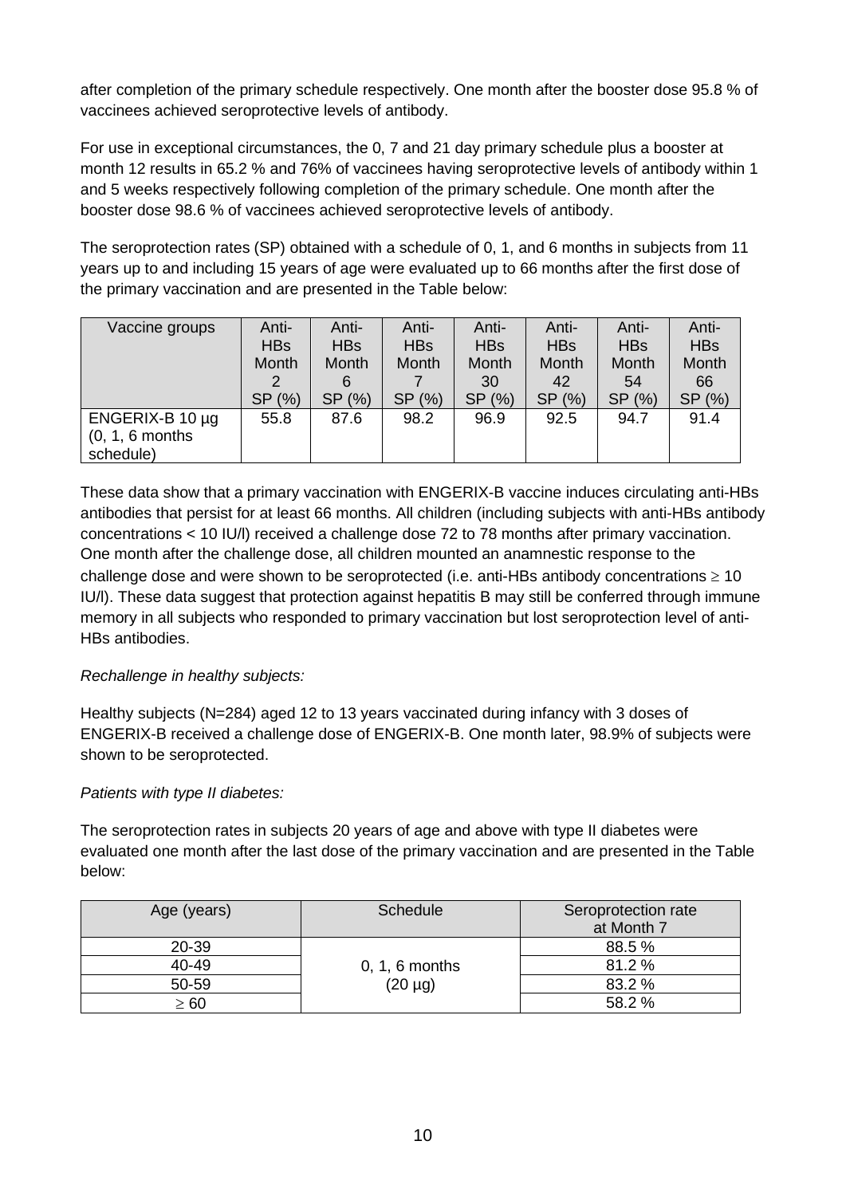after completion of the primary schedule respectively. One month after the booster dose 95.8 % of vaccinees achieved seroprotective levels of antibody.

For use in exceptional circumstances, the 0, 7 and 21 day primary schedule plus a booster at month 12 results in 65.2 % and 76% of vaccinees having seroprotective levels of antibody within 1 and 5 weeks respectively following completion of the primary schedule. One month after the booster dose 98.6 % of vaccinees achieved seroprotective levels of antibody.

The seroprotection rates (SP) obtained with a schedule of 0, 1, and 6 months in subjects from 11 years up to and including 15 years of age were evaluated up to 66 months after the first dose of the primary vaccination and are presented in the Table below:

| Vaccine groups | Anti-HBs Month 2 SP (%) | Anti-HBs Month 6 SP (%) | Anti-HBs Month 7 SP (%) | Anti-HBs Month 30 SP (%) | Anti-HBs Month 42 SP (%) | Anti-HBs Month 54 SP (%) | Anti-HBs Month 66 SP (%) |
|---|---|---|---|---|---|---|---|
| ENGERIX-B 10 µg (0, 1, 6 months schedule) | 55.8 | 87.6 | 98.2 | 96.9 | 92.5 | 94.7 | 91.4 |

These data show that a primary vaccination with ENGERIX-B vaccine induces circulating anti-HBs antibodies that persist for at least 66 months. All children (including subjects with anti-HBs antibody concentrations < 10 IU/l) received a challenge dose 72 to 78 months after primary vaccination. One month after the challenge dose, all children mounted an anamnestic response to the challenge dose and were shown to be seroprotected (i.e. anti-HBs antibody concentrations $\geq$ 10 IU/l). These data suggest that protection against hepatitis B may still be conferred through immune memory in all subjects who responded to primary vaccination but lost seroprotection level of anti-HBs antibodies.

*Rechallenge in healthy subjects:*

Healthy subjects (N=284) aged 12 to 13 years vaccinated during infancy with 3 doses of ENGERIX-B received a challenge dose of ENGERIX-B. One month later, 98.9% of subjects were shown to be seroprotected.

*Patients with type II diabetes:*

The seroprotection rates in subjects 20 years of age and above with type II diabetes were evaluated one month after the last dose of the primary vaccination and are presented in the Table below:

| Age (years) | Schedule | Seroprotection rate at Month 7 |
|---|---|---|
| 20-39 | 0, 1, 6 months (20 µg) | 88.5 % |
| 40-49 | | 81.2 % |
| 50-59 | | 83.2 % |
| $\geq$ 60 | | 58.2 % |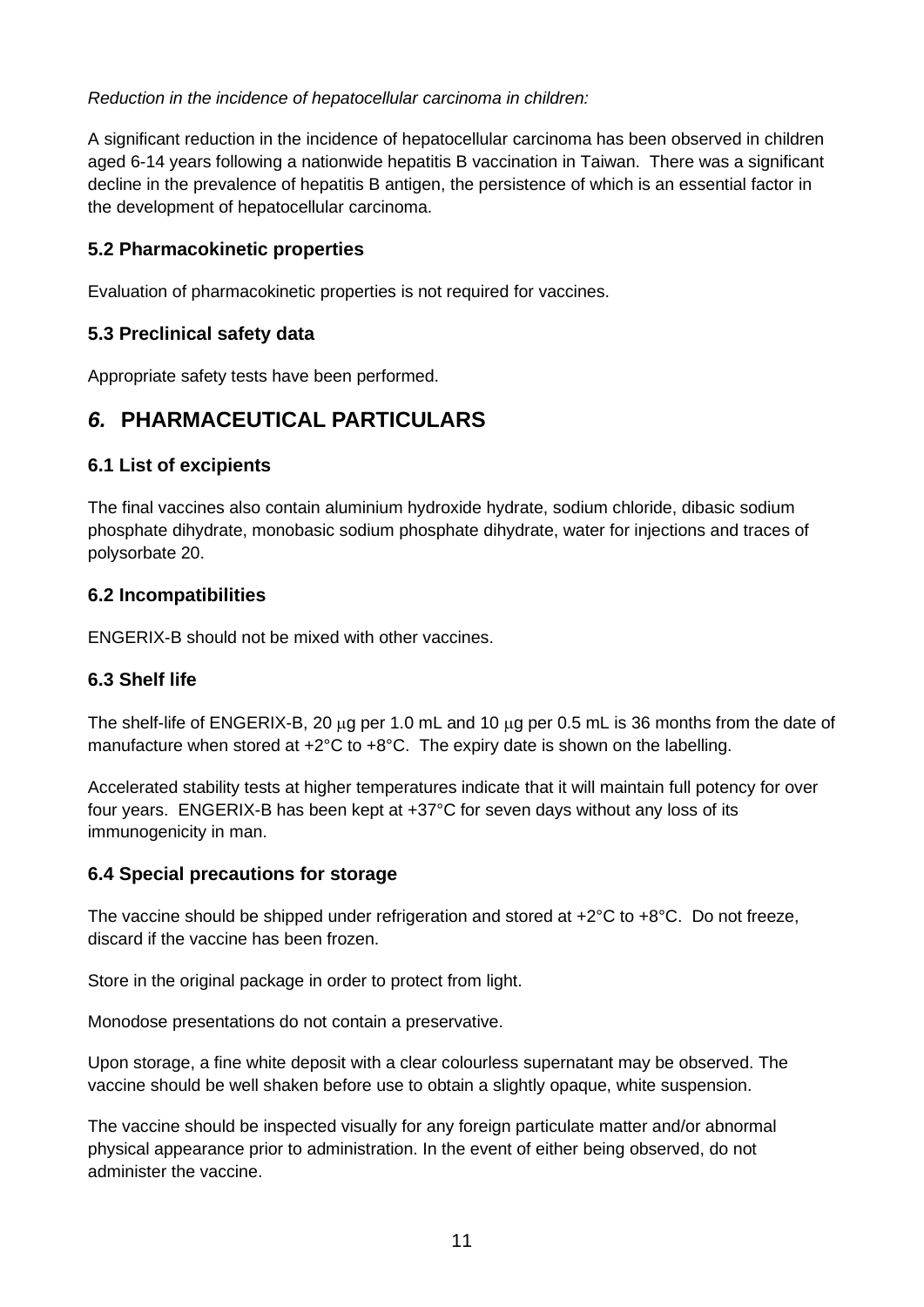*Reduction in the incidence of hepatocellular carcinoma in children:*

A significant reduction in the incidence of hepatocellular carcinoma has been observed in children aged 6-14 years following a nationwide hepatitis B vaccination in Taiwan. There was a significant decline in the prevalence of hepatitis B antigen, the persistence of which is an essential factor in the development of hepatocellular carcinoma.

### 5.2 Pharmacokinetic properties

Evaluation of pharmacokinetic properties is not required for vaccines.

### 5.3 Preclinical safety data

Appropriate safety tests have been performed.

## *6.* PHARMACEUTICAL PARTICULARS

### 6.1 List of excipients

The final vaccines also contain aluminium hydroxide hydrate, sodium chloride, dibasic sodium phosphate dihydrate, monobasic sodium phosphate dihydrate, water for injections and traces of polysorbate 20.

### 6.2 Incompatibilities

ENGERIX-B should not be mixed with other vaccines.

### 6.3 Shelf life

The shelf-life of ENGERIX-B, 20 μg per 1.0 mL and 10 μg per 0.5 mL is 36 months from the date of manufacture when stored at +2°C to +8°C. The expiry date is shown on the labelling.

Accelerated stability tests at higher temperatures indicate that it will maintain full potency for over four years. ENGERIX-B has been kept at +37°C for seven days without any loss of its immunogenicity in man.

### 6.4 Special precautions for storage

The vaccine should be shipped under refrigeration and stored at +2°C to +8°C. Do not freeze, discard if the vaccine has been frozen.

Store in the original package in order to protect from light.

Monodose presentations do not contain a preservative.

Upon storage, a fine white deposit with a clear colourless supernatant may be observed. The vaccine should be well shaken before use to obtain a slightly opaque, white suspension.

The vaccine should be inspected visually for any foreign particulate matter and/or abnormal physical appearance prior to administration. In the event of either being observed, do not administer the vaccine.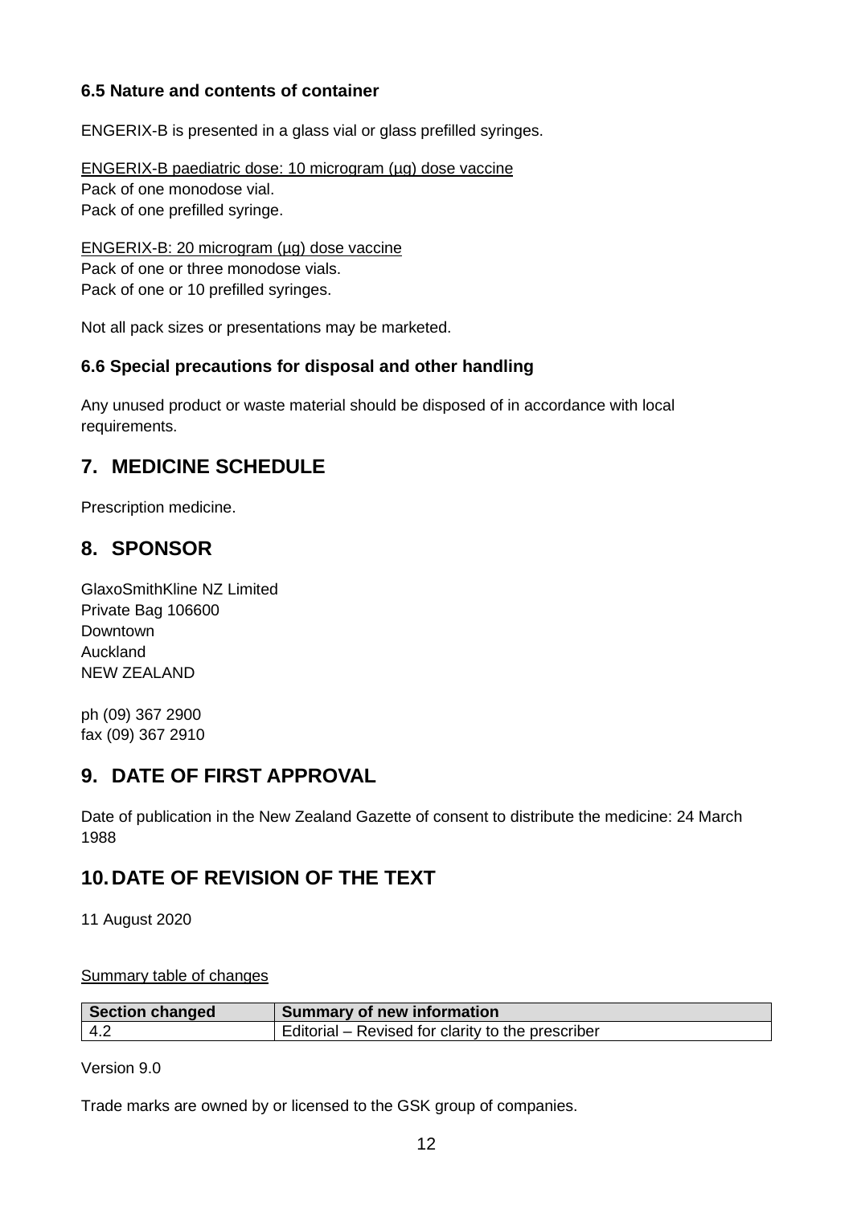### 6.5 Nature and contents of container

ENGERIX-B is presented in a glass vial or glass prefilled syringes.

ENGERIX-B paediatric dose: 10 microgram (μg) dose vaccine
Pack of one monodose vial.
Pack of one prefilled syringe.

ENGERIX-B: 20 microgram (μg) dose vaccine
Pack of one or three monodose vials.
Pack of one or 10 prefilled syringes.

Not all pack sizes or presentations may be marketed.

### 6.6 Special precautions for disposal and other handling

Any unused product or waste material should be disposed of in accordance with local requirements.

## 7. MEDICINE SCHEDULE

Prescription medicine.

## 8. SPONSOR

GlaxoSmithKline NZ Limited
Private Bag 106600
Downtown
Auckland
NEW ZEALAND

ph (09) 367 2900
fax (09) 367 2910

## 9. DATE OF FIRST APPROVAL

Date of publication in the New Zealand Gazette of consent to distribute the medicine: 24 March 1988

## 10. DATE OF REVISION OF THE TEXT

11 August 2020

Summary table of changes

| Section changed | Summary of new information |
|---|---|
| 4.2 | Editorial – Revised for clarity to the prescriber |

Version 9.0

Trade marks are owned by or licensed to the GSK group of companies.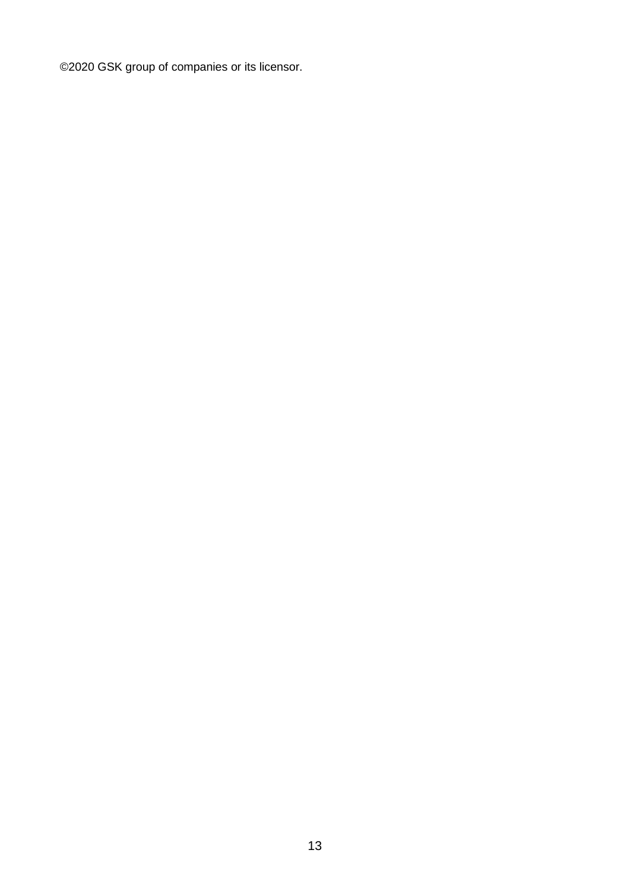©2020 GSK group of companies or its licensor.